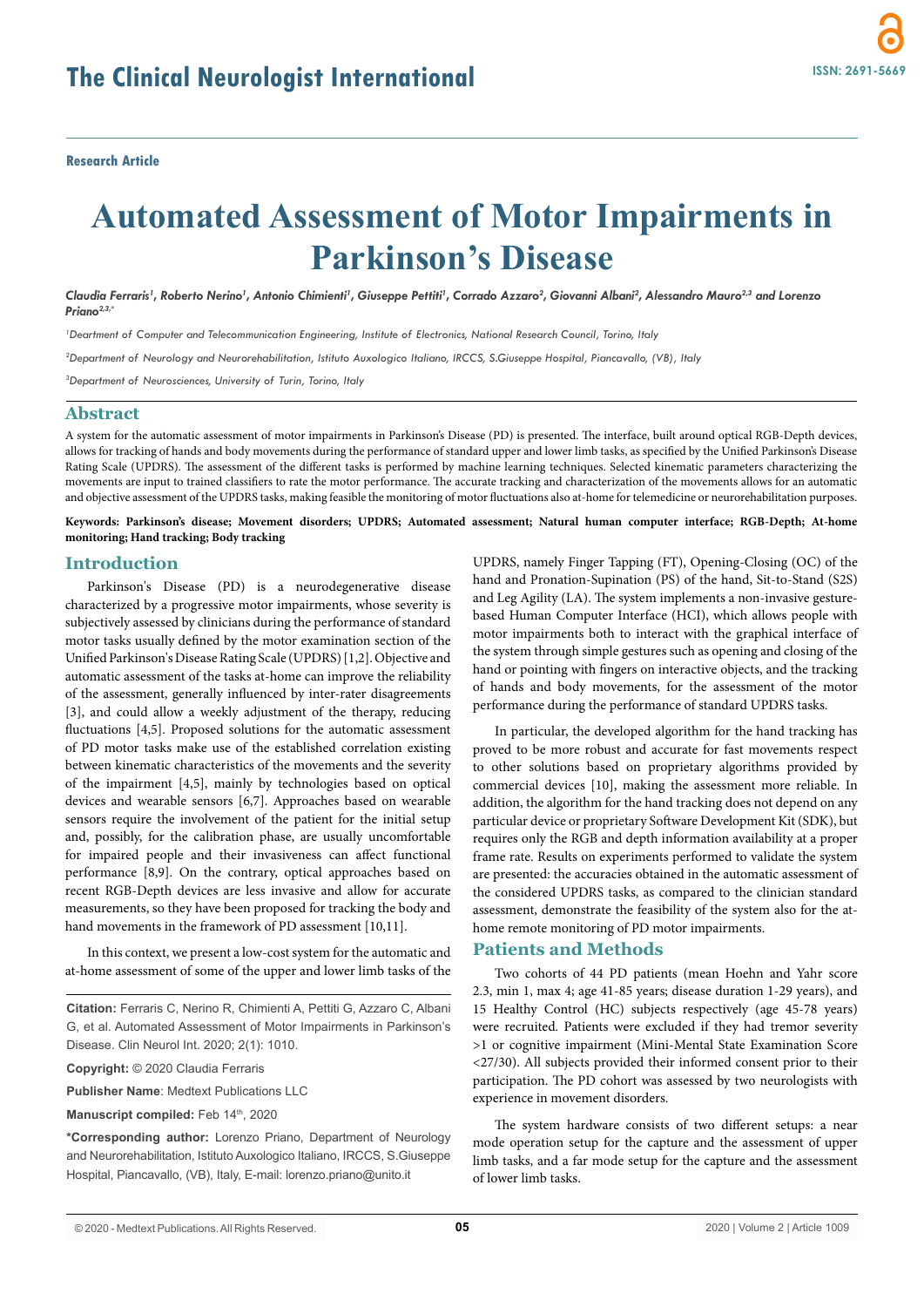**Research Article**

# Automated Assessment of Motor Impairments in Parkinson's Disease

*Claudia Ferraris[1], Roberto Nerino[1], Antonio Chimienti[1], Giuseppe Pettiti[1], Corrado Azzaro[2], Giovanni Albani[2], Alessandro Mauro[2,3] and Lorenzo Priano[2,3,*]*

[1]Deartment of Computer and Telecommunication Engineering, Institute of Electronics, National Research Council, Torino, Italy

[2]Department of Neurology and Neurorehabilitation, Istituto Auxologico Italiano, IRCCS, S.Giuseppe Hospital, Piancavallo, (VB), Italy

[3]Department of Neurosciences, University of Turin, Torino, Italy

## Abstract

A system for the automatic assessment of motor impairments in Parkinson's Disease (PD) is presented. The interface, built around optical RGB-Depth devices, allows for tracking of hands and body movements during the performance of standard upper and lower limb tasks, as specified by the Unified Parkinson's Disease Rating Scale (UPDRS). The assessment of the different tasks is performed by machine learning techniques. Selected kinematic parameters characterizing the movements are input to trained classifiers to rate the motor performance. The accurate tracking and characterization of the movements allows for an automatic and objective assessment of the UPDRS tasks, making feasible the monitoring of motor fluctuations also at-home for telemedicine or neurorehabilitation purposes.

**Keywords: Parkinson's disease; Movement disorders; UPDRS; Automated assessment; Natural human computer interface; RGB-Depth; At-home monitoring; Hand tracking; Body tracking**

## Introduction

Parkinson's Disease (PD) is a neurodegenerative disease characterized by a progressive motor impairments, whose severity is subjectively assessed by clinicians during the performance of standard motor tasks usually defined by the motor examination section of the Unified Parkinson's Disease Rating Scale (UPDRS) [1,2]. Objective and automatic assessment of the tasks at-home can improve the reliability of the assessment, generally influenced by inter-rater disagreements [3], and could allow a weekly adjustment of the therapy, reducing fluctuations [4,5]. Proposed solutions for the automatic assessment of PD motor tasks make use of the established correlation existing between kinematic characteristics of the movements and the severity of the impairment [4,5], mainly by technologies based on optical devices and wearable sensors [6,7]. Approaches based on wearable sensors require the involvement of the patient for the initial setup and, possibly, for the calibration phase, are usually uncomfortable for impaired people and their invasiveness can affect functional performance [8,9]. On the contrary, optical approaches based on recent RGB-Depth devices are less invasive and allow for accurate measurements, so they have been proposed for tracking the body and hand movements in the framework of PD assessment [10,11].

In this context, we present a low-cost system for the automatic and at-home assessment of some of the upper and lower limb tasks of the UPDRS, namely Finger Tapping (FT), Opening-Closing (OC) of the hand and Pronation-Supination (PS) of the hand, Sit-to-Stand (S2S) and Leg Agility (LA). The system implements a non-invasive gesture-based Human Computer Interface (HCI), which allows people with motor impairments both to interact with the graphical interface of the system through simple gestures such as opening and closing of the hand or pointing with fingers on interactive objects, and the tracking of hands and body movements, for the assessment of the motor performance during the performance of standard UPDRS tasks.

In particular, the developed algorithm for the hand tracking has proved to be more robust and accurate for fast movements respect to other solutions based on proprietary algorithms provided by commercial devices [10], making the assessment more reliable. In addition, the algorithm for the hand tracking does not depend on any particular device or proprietary Software Development Kit (SDK), but requires only the RGB and depth information availability at a proper frame rate. Results on experiments performed to validate the system are presented: the accuracies obtained in the automatic assessment of the considered UPDRS tasks, as compared to the clinician standard assessment, demonstrate the feasibility of the system also for the at-home remote monitoring of PD motor impairments.

## Patients and Methods

Two cohorts of 44 PD patients (mean Hoehn and Yahr score 2.3, min 1, max 4; age 41-85 years; disease duration 1-29 years), and 15 Healthy Control (HC) subjects respectively (age 45-78 years) were recruited. Patients were excluded if they had tremor severity >1 or cognitive impairment (Mini-Mental State Examination Score <27/30). All subjects provided their informed consent prior to their participation. The PD cohort was assessed by two neurologists with experience in movement disorders.

The system hardware consists of two different setups: a near mode operation setup for the capture and the assessment of upper limb tasks, and a far mode setup for the capture and the assessment of lower limb tasks.

**Citation:** Ferraris C, Nerino R, Chimienti A, Pettiti G, Azzaro C, Albani G, et al. Automated Assessment of Motor Impairments in Parkinson's Disease. Clin Neurol Int. 2020; 2(1): 1010.

**Copyright:** © 2020 Claudia Ferraris

**Publisher Name**: Medtext Publications LLC

**Manuscript compiled:** Feb 14th, 2020

**\*Corresponding author:** Lorenzo Priano, Department of Neurology and Neurorehabilitation, Istituto Auxologico Italiano, IRCCS, S.Giuseppe Hospital, Piancavallo, (VB), Italy, E-mail: lorenzo.priano@unito.it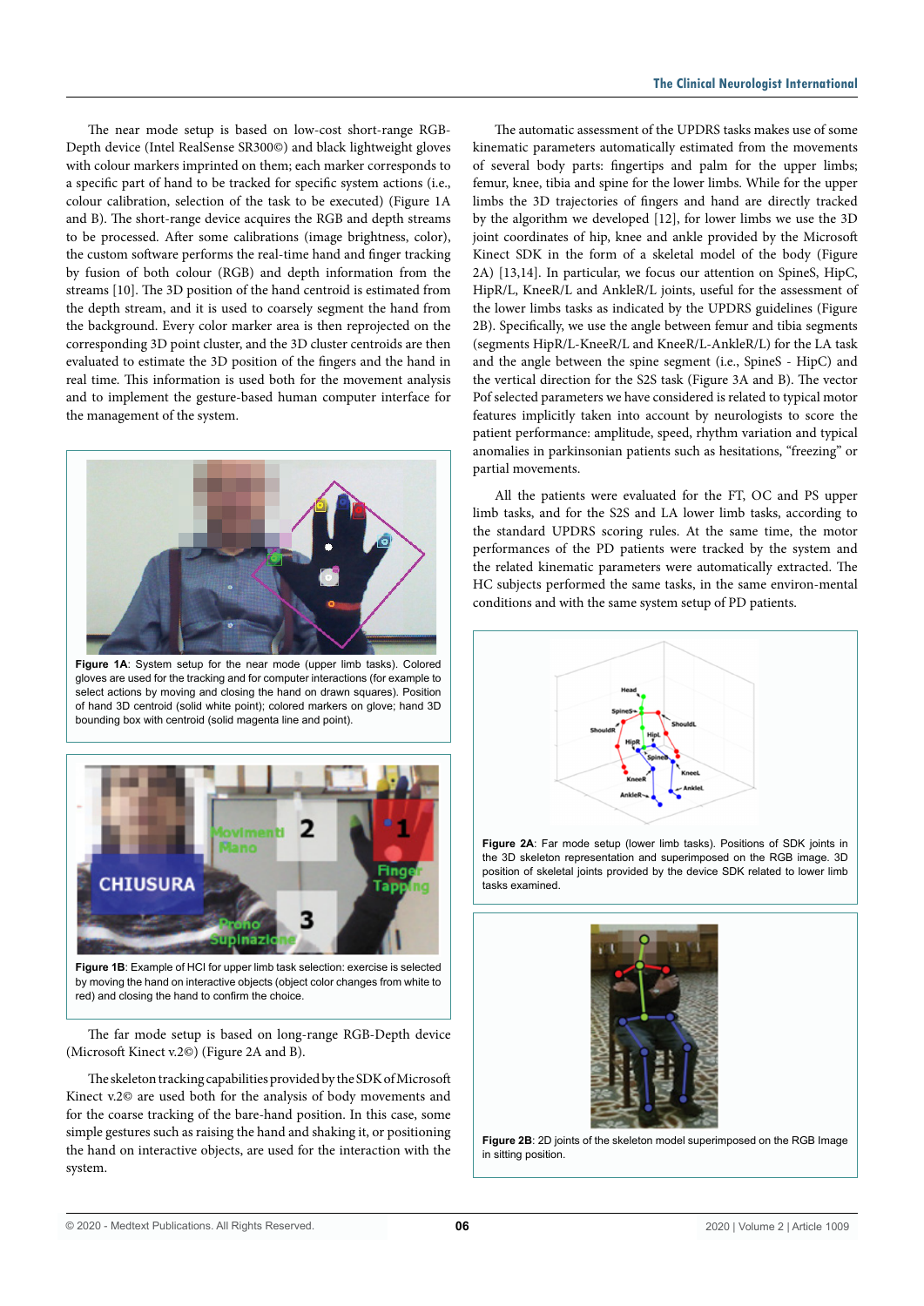The near mode setup is based on low-cost short-range RGB-Depth device (Intel RealSense SR300©) and black lightweight gloves with colour markers imprinted on them; each marker corresponds to a specific part of hand to be tracked for specific system actions (i.e., colour calibration, selection of the task to be executed) (Figure 1A and B). The short-range device acquires the RGB and depth streams to be processed. After some calibrations (image brightness, color), the custom software performs the real-time hand and finger tracking by fusion of both colour (RGB) and depth information from the streams [10]. The 3D position of the hand centroid is estimated from the depth stream, and it is used to coarsely segment the hand from the background. Every color marker area is then reprojected on the corresponding 3D point cluster, and the 3D cluster centroids are then evaluated to estimate the 3D position of the fingers and the hand in real time. This information is used both for the movement analysis and to implement the gesture-based human computer interface for the management of the system.

**Figure 1A**: System setup for the near mode (upper limb tasks). Colored gloves are used for the tracking and for computer interactions (for example to select actions by moving and closing the hand on drawn squares). Position of hand 3D centroid (solid white point); colored markers on glove; hand 3D bounding box with centroid (solid magenta line and point).

**Figure 1B**: Example of HCI for upper limb task selection: exercise is selected by moving the hand on interactive objects (object color changes from white to red) and closing the hand to confirm the choice.

The far mode setup is based on long-range RGB-Depth device (Microsoft Kinect v.2©) (Figure 2A and B).

The skeleton tracking capabilities provided by the SDK of Microsoft Kinect v.2© are used both for the analysis of body movements and for the coarse tracking of the bare-hand position. In this case, some simple gestures such as raising the hand and shaking it, or positioning the hand on interactive objects, are used for the interaction with the system.

The automatic assessment of the UPDRS tasks makes use of some kinematic parameters automatically estimated from the movements of several body parts: fingertips and palm for the upper limbs; femur, knee, tibia and spine for the lower limbs. While for the upper limbs the 3D trajectories of fingers and hand are directly tracked by the algorithm we developed [12], for lower limbs we use the 3D joint coordinates of hip, knee and ankle provided by the Microsoft Kinect SDK in the form of a skeletal model of the body (Figure 2A) [13,14]. In particular, we focus our attention on SpineS, HipC, HipR/L, KneeR/L and AnkleR/L joints, useful for the assessment of the lower limbs tasks as indicated by the UPDRS guidelines (Figure 2B). Specifically, we use the angle between femur and tibia segments (segments HipR/L-KneeR/L and KneeR/L-AnkleR/L) for the LA task and the angle between the spine segment (i.e., SpineS - HipC) and the vertical direction for the S2S task (Figure 3A and B). The vector Pof selected parameters we have considered is related to typical motor features implicitly taken into account by neurologists to score the patient performance: amplitude, speed, rhythm variation and typical anomalies in parkinsonian patients such as hesitations, "freezing" or partial movements.

All the patients were evaluated for the FT, OC and PS upper limb tasks, and for the S2S and LA lower limb tasks, according to the standard UPDRS scoring rules. At the same time, the motor performances of the PD patients were tracked by the system and the related kinematic parameters were automatically extracted. The HC subjects performed the same tasks, in the same environ-mental conditions and with the same system setup of PD patients.

**Figure 2A**: Far mode setup (lower limb tasks). Positions of SDK joints in the 3D skeleton representation and superimposed on the RGB image. 3D position of skeletal joints provided by the device SDK related to lower limb tasks examined.

**Figure 2B**: 2D joints of the skeleton model superimposed on the RGB Image in sitting position.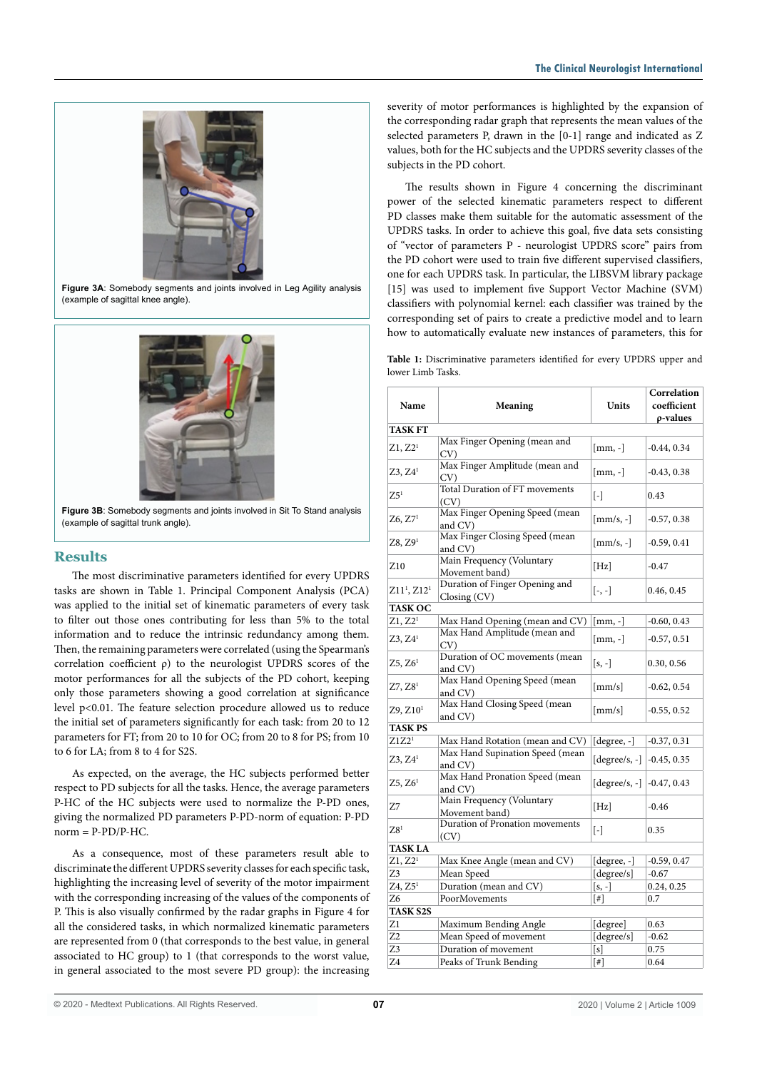Figure 3A: Somebody segments and joints involved in Leg Agility analysis (example of sagittal knee angle).

Figure 3B: Somebody segments and joints involved in Sit To Stand analysis (example of sagittal trunk angle).

## Results

The most discriminative parameters identified for every UPDRS tasks are shown in Table 1. Principal Component Analysis (PCA) was applied to the initial set of kinematic parameters of every task to filter out those ones contributing for less than 5% to the total information and to reduce the intrinsic redundancy among them. Then, the remaining parameters were correlated (using the Spearman's correlation coefficient ρ) to the neurologist UPDRS scores of every motor performances for all the subjects of the PD cohort, keeping only those parameters showing a good correlation at significance level $p<0.01$. The feature selection procedure allowed us to reduce the initial set of parameters significantly for each task: from 20 to 12 parameters for FT; from 20 to 10 for OC; from 20 to 8 for PS; from 10 to 6 for LA; from 8 to 4 for S2S.

As expected, on the average, the HC subjects performed better respect to PD subjects for all the tasks. Hence, the average parameters P-HC of the HC subjects were used to normalize the P-PD ones, giving the normalized PD parameters P-PD-norm of equation: P-PD norm = P-PD/P-HC.

As a consequence, most of these parameters result able to discriminate the different UPDRS severity classes for each specific task, highlighting the increasing level of severity of the motor impairment with the corresponding increasing of the values of the components of P. This is also visually confirmed by the radar graphs in Figure 4 for all the considered tasks, in which normalized kinematic parameters are represented from 0 (that corresponds to the best value, in general associated to HC group) to 1 (that corresponds to the worst value, in general associated to the most severe PD group): the increasing severity of motor performances is highlighted by the expansion of the corresponding radar graph that represents the mean values of the selected parameters P, drawn in the [0-1] range and indicated as Z values, both for the HC subjects and the UPDRS severity classes of the subjects in the PD cohort.

The results shown in Figure 4 concerning the discriminant power of the selected kinematic parameters respect to different PD classes make them suitable for the automatic assessment of the UPDRS tasks. In order to achieve this goal, five data sets consisting of "vector of parameters P - neurologist UPDRS score" pairs from the PD cohort were used to train five different supervised classifiers, one for each UPDRS task. In particular, the LIBSVM library package [15] was used to implement five Support Vector Machine (SVM) classifiers with polynomial kernel: each classifier was trained by the corresponding set of pairs to create a predictive model and to learn how to automatically evaluate new instances of parameters, this for

**Table 1:** Discriminative parameters identified for every UPDRS upper and lower Limb Tasks.

| Name | Meaning | Units | Correlation coefficient ρ-values |
|---|---|---|---|
| **TASK FT** | | | |
| Z1, Z2[1] | Max Finger Opening (mean and CV) | [mm, -] | -0.44, 0.34 |
| Z3, Z4[1] | Max Finger Amplitude (mean and CV) | [mm, -] | -0.43, 0.38 |
| Z5[1] | Total Duration of FT movements (CV) | [-] | 0.43 |
| Z6, Z7[1] | Max Finger Opening Speed (mean and CV) | [mm/s, -] | -0.57, 0.38 |
| Z8, Z9[1] | Max Finger Closing Speed (mean and CV) | [mm/s, -] | -0.59, 0.41 |
| Z10 | Main Frequency (Voluntary Movement band) | [Hz] | -0.47 |
| Z11[1], Z12[1] | Duration of Finger Opening and Closing (CV) | [-, -] | 0.46, 0.45 |
| **TASK OC** | | | |
| Z1, Z2[1] | Max Hand Opening (mean and CV) | [mm, -] | -0.60, 0.43 |
| Z3, Z4[1] | Max Hand Amplitude (mean and CV) | [mm, -] | -0.57, 0.51 |
| Z5, Z6[1] | Duration of OC movements (mean and CV) | [s, -] | 0.30, 0.56 |
| Z7, Z8[1] | Max Hand Opening Speed (mean and CV) | [mm/s] | -0.62, 0.54 |
| Z9, Z10[1] | Max Hand Closing Speed (mean and CV) | [mm/s] | -0.55, 0.52 |
| **TASK PS** | | | |
| Z1Z2[1] | Max Hand Rotation (mean and CV) | [degree, -] | -0.37, 0.31 |
| Z3, Z4[1] | Max Hand Supination Speed (mean and CV) | [degree/s, -] | -0.45, 0.35 |
| Z5, Z6[1] | Max Hand Pronation Speed (mean and CV) | [degree/s, -] | -0.47, 0.43 |
| Z7 | Main Frequency (Voluntary Movement band) | [Hz] | -0.46 |
| Z8[1] | Duration of Pronation movements (CV) | [-] | 0.35 |
| **TASK LA** | | | |
| Z1, Z2[1] | Max Knee Angle (mean and CV) | [degree, -] | -0.59, 0.47 |
| Z3 | Mean Speed | [degree/s] | -0.67 |
| Z4, Z5[1] | Duration (mean and CV) | [s, -] | 0.24, 0.25 |
| Z6 | PoorMovements | [#] | 0.7 |
| **TASK S2S** | | | |
| Z1 | Maximum Bending Angle | [degree] | 0.63 |
| Z2 | Mean Speed of movement | [degree/s] | -0.62 |
| Z3 | Duration of movement | [s] | 0.75 |
| Z4 | Peaks of Trunk Bending | [#] | 0.64 |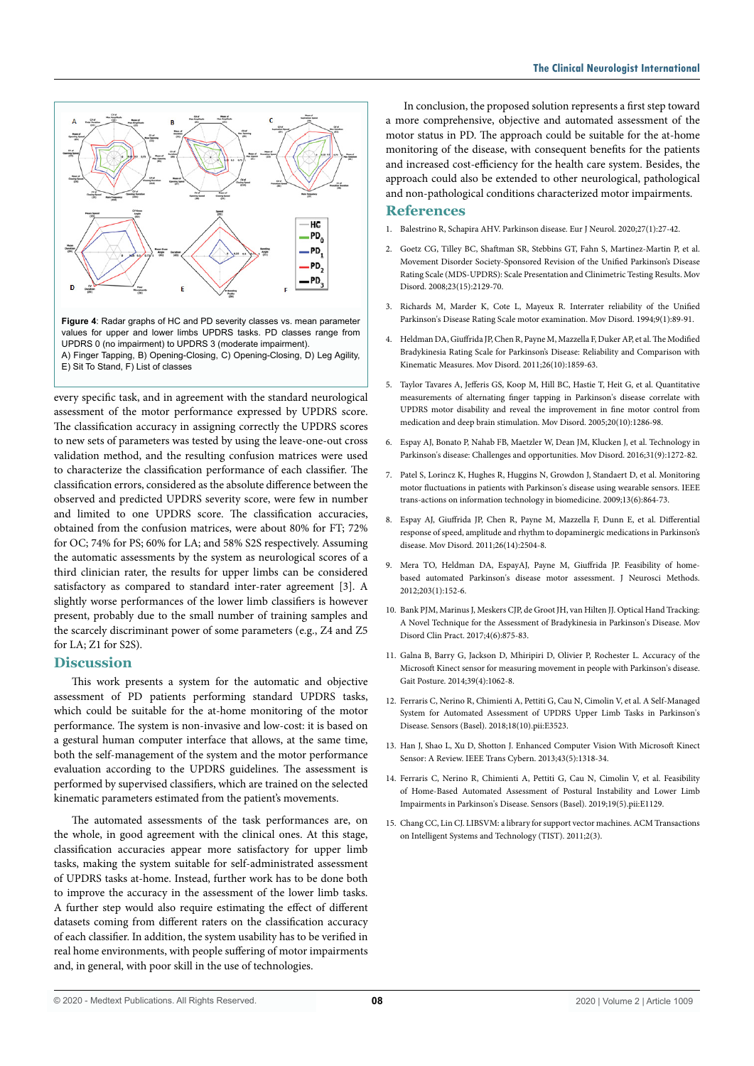A
B
C
D
E
F

HC
$PD_0$
$PD_1$
$PD_2$
$PD_3$

**Figure 4**: Radar graphs of HC and PD severity classes vs. mean parameter values for upper and lower limbs UPDRS tasks. PD classes range from UPDRS 0 (no impairment) to UPDRS 3 (moderate impairment).
A) Finger Tapping, B) Opening-Closing, C) Opening-Closing, D) Leg Agility, E) Sit To Stand, F) List of classes

every specific task, and in agreement with the standard neurological assessment of the motor performance expressed by UPDRS score. The classification accuracy in assigning correctly the UPDRS scores to new sets of parameters was tested by using the leave-one-out cross validation method, and the resulting confusion matrices were used to characterize the classification performance of each classifier. The classification errors, considered as the absolute difference between the observed and predicted UPDRS severity score, were few in number and limited to one UPDRS score. The classification accuracies, obtained from the confusion matrices, were about 80% for FT; 72% for OC; 74% for PS; 60% for LA; and 58% S2S respectively. Assuming the automatic assessments by the system as neurological scores of a third clinician rater, the results for upper limbs can be considered satisfactory as compared to standard inter-rater agreement [3]. A slightly worse performances of the lower limb classifiers is however present, probably due to the small number of training samples and the scarcely discriminant power of some parameters (e.g., Z4 and Z5 for LA; Z1 for S2S).

## Discussion

This work presents a system for the automatic and objective assessment of PD patients performing standard UPDRS tasks, which could be suitable for the at-home monitoring of the motor performance. The system is non-invasive and low-cost: it is based on a gestural human computer interface that allows, at the same time, both the self-management of the system and the motor performance evaluation according to the UPDRS guidelines. The assessment is performed by supervised classifiers, which are trained on the selected kinematic parameters estimated from the patient's movements.

The automated assessments of the task performances are, on the whole, in good agreement with the clinical ones. At this stage, classification accuracies appear more satisfactory for upper limb tasks, making the system suitable for self-administrated assessment of UPDRS tasks at-home. Instead, further work has to be done both to improve the accuracy in the assessment of the lower limb tasks. A further step would also require estimating the effect of different datasets coming from different raters on the classification accuracy of each classifier. In addition, the system usability has to be verified in real home environments, with people suffering of motor impairments and, in general, with poor skill in the use of technologies.

In conclusion, the proposed solution represents a first step toward a more comprehensive, objective and automated assessment of the motor status in PD. The approach could be suitable for the at-home monitoring of the disease, with consequent benefits for the patients and increased cost-efficiency for the health care system. Besides, the approach could also be extended to other neurological, pathological and non-pathological conditions characterized motor impairments.

## References

1. Balestrino R, Schapira AHV. Parkinson disease. Eur J Neurol. 2020;27(1):27-42.
2. Goetz CG, Tilley BC, Shaftman SR, Stebbins GT, Fahn S, Martinez-Martin P, et al. Movement Disorder Society-Sponsored Revision of the Unified Parkinson's Disease Rating Scale (MDS-UPDRS): Scale Presentation and Clinimetric Testing Results. Mov Disord. 2008;23(15):2129-70.
3. Richards M, Marder K, Cote L, Mayeux R. Interrater reliability of the Unified Parkinson's Disease Rating Scale motor examination. Mov Disord. 1994;9(1):89-91.
4. Heldman DA, Giuffrida JP, Chen R, Payne M, Mazzella F, Duker AP, et al. The Modified Bradykinesia Rating Scale for Parkinson's Disease: Reliability and Comparison with Kinematic Measures. Mov Disord. 2011;26(10):1859-63.
5. Taylor Tavares A, Jefferis GS, Koop M, Hill BC, Hastie T, Heit G, et al. Quantitative measurements of alternating finger tapping in Parkinson's disease correlate with UPDRS motor disability and reveal the improvement in fine motor control from medication and deep brain stimulation. Mov Disord. 2005;20(10):1286-98.
6. Espay AJ, Bonato P, Nahab FB, Maetzler W, Dean JM, Klucken J, et al. Technology in Parkinson's disease: Challenges and opportunities. Mov Disord. 2016;31(9):1272-82.
7. Patel S, Lorincz K, Hughes R, Huggins N, Growdon J, Standaert D, et al. Monitoring motor fluctuations in patients with Parkinson's disease using wearable sensors. IEEE trans-actions on information technology in biomedicine. 2009;13(6):864-73.
8. Espay AJ, Giuffrida JP, Chen R, Payne M, Mazzella F, Dunn E, et al. Differential response of speed, amplitude and rhythm to dopaminergic medications in Parkinson's disease. Mov Disord. 2011;26(14):2504-8.
9. Mera TO, Heldman DA, EspayAJ, Payne M, Giuffrida JP. Feasibility of home-based automated Parkinson's disease motor assessment. J Neurosci Methods. 2012;203(1):152-6.
10. Bank PJM, Marinus J, Meskers CJP, de Groot JH, van Hilten JJ. Optical Hand Tracking: A Novel Technique for the Assessment of Bradykinesia in Parkinson's Disease. Mov Disord Clin Pract. 2017;4(6):875-83.
11. Galna B, Barry G, Jackson D, Mhiripiri D, Olivier P, Rochester L. Accuracy of the Microsoft Kinect sensor for measuring movement in people with Parkinson's disease. Gait Posture. 2014;39(4):1062-8.
12. Ferraris C, Nerino R, Chimienti A, Pettiti G, Cau N, Cimolin V, et al. A Self-Managed System for Automated Assessment of UPDRS Upper Limb Tasks in Parkinson's Disease. Sensors (Basel). 2018;18(10).pii:E3523.
13. Han J, Shao L, Xu D, Shotton J. Enhanced Computer Vision With Microsoft Kinect Sensor: A Review. IEEE Trans Cybern. 2013;43(5):1318-34.
14. Ferraris C, Nerino R, Chimienti A, Pettiti G, Cau N, Cimolin V, et al. Feasibility of Home-Based Automated Assessment of Postural Instability and Lower Limb Impairments in Parkinson's Disease. Sensors (Basel). 2019;19(5).pii:E1129.
15. Chang CC, Lin CJ. LIBSVM: a library for support vector machines. ACM Transactions on Intelligent Systems and Technology (TIST). 2011;2(3).